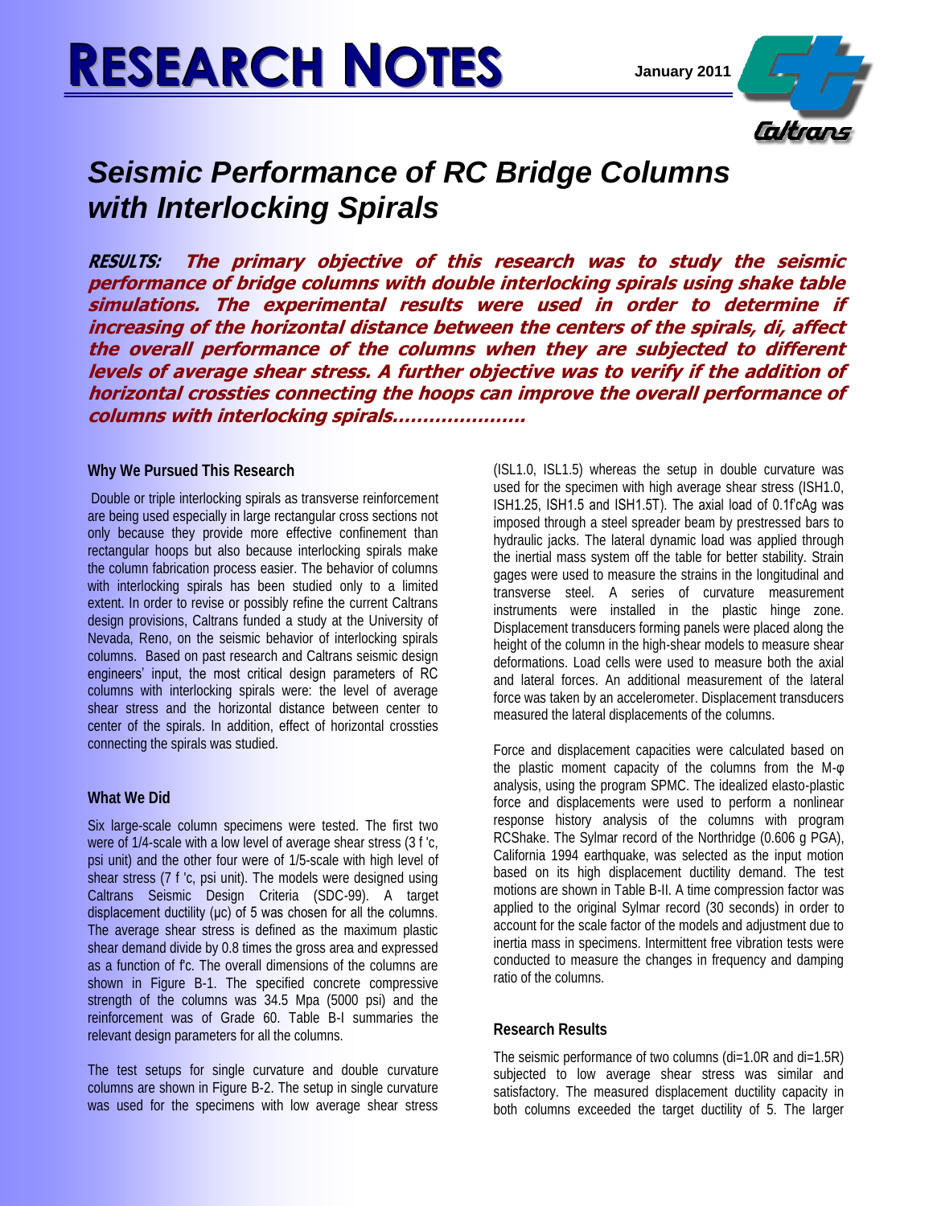# RESEARCH NOTES

January 2011

## *Seismic Performance of RC Bridge Columns with Interlocking Spirals*

***RESULTS: The primary objective of this research was to study the seismic performance of bridge columns with double interlocking spirals using shake table simulations. The experimental results were used in order to determine if increasing of the horizontal distance between the centers of the spirals, di, affect the overall performance of the columns when they are subjected to different levels of average shear stress. A further objective was to verify if the addition of horizontal crossties connecting the hoops can improve the overall performance of columns with interlocking spirals…………………***

### Why We Pursued This Research

Double or triple interlocking spirals as transverse reinforcement are being used especially in large rectangular cross sections not only because they provide more effective confinement than rectangular hoops but also because interlocking spirals make the column fabrication process easier. The behavior of columns with interlocking spirals has been studied only to a limited extent. In order to revise or possibly refine the current Caltrans design provisions, Caltrans funded a study at the University of Nevada, Reno, on the seismic behavior of interlocking spirals columns. Based on past research and Caltrans seismic design engineers' input, the most critical design parameters of RC columns with interlocking spirals were: the level of average shear stress and the horizontal distance between center to center of the spirals. In addition, effect of horizontal crossties connecting the spirals was studied.

### What We Did

Six large-scale column specimens were tested. The first two were of 1/4-scale with a low level of average shear stress (3 f 'c, psi unit) and the other four were of 1/5-scale with high level of shear stress (7 f 'c, psi unit). The models were designed using Caltrans Seismic Design Criteria (SDC-99). A target displacement ductility (μc) of 5 was chosen for all the columns. The average shear stress is defined as the maximum plastic shear demand divide by 0.8 times the gross area and expressed as a function of f'c. The overall dimensions of the columns are shown in Figure B-1. The specified concrete compressive strength of the columns was 34.5 Mpa (5000 psi) and the reinforcement was of Grade 60. Table B-I summaries the relevant design parameters for all the columns.

The test setups for single curvature and double curvature columns are shown in Figure B-2. The setup in single curvature was used for the specimens with low average shear stress (ISL1.0, ISL1.5) whereas the setup in double curvature was used for the specimen with high average shear stress (ISH1.0, ISH1.25, ISH1.5 and ISH1.5T). The axial load of 0.1f'cAg was imposed through a steel spreader beam by prestressed bars to hydraulic jacks. The lateral dynamic load was applied through the inertial mass system off the table for better stability. Strain gages were used to measure the strains in the longitudinal and transverse steel. A series of curvature measurement instruments were installed in the plastic hinge zone. Displacement transducers forming panels were placed along the height of the column in the high-shear models to measure shear deformations. Load cells were used to measure both the axial and lateral forces. An additional measurement of the lateral force was taken by an accelerometer. Displacement transducers measured the lateral displacements of the columns.

Force and displacement capacities were calculated based on the plastic moment capacity of the columns from the M-φ analysis, using the program SPMC. The idealized elasto-plastic force and displacements were used to perform a nonlinear response history analysis of the columns with program RCShake. The Sylmar record of the Northridge (0.606 g PGA), California 1994 earthquake, was selected as the input motion based on its high displacement ductility demand. The test motions are shown in Table B-II. A time compression factor was applied to the original Sylmar record (30 seconds) in order to account for the scale factor of the models and adjustment due to inertia mass in specimens. Intermittent free vibration tests were conducted to measure the changes in frequency and damping ratio of the columns.

### Research Results

The seismic performance of two columns (di=1.0R and di=1.5R) subjected to low average shear stress was similar and satisfactory. The measured displacement ductility capacity in both columns exceeded the target ductility of 5. The larger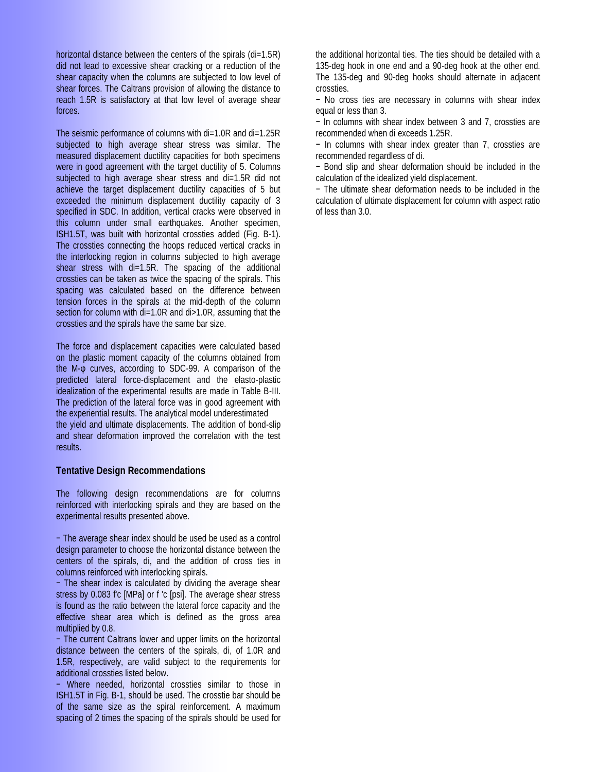horizontal distance between the centers of the spirals (di=1.5R) did not lead to excessive shear cracking or a reduction of the shear capacity when the columns are subjected to low level of shear forces. The Caltrans provision of allowing the distance to reach 1.5R is satisfactory at that low level of average shear forces.

The seismic performance of columns with di=1.0R and di=1.25R subjected to high average shear stress was similar. The measured displacement ductility capacities for both specimens were in good agreement with the target ductility of 5. Columns subjected to high average shear stress and di=1.5R did not achieve the target displacement ductility capacities of 5 but exceeded the minimum displacement ductility capacity of 3 specified in SDC. In addition, vertical cracks were observed in this column under small earthquakes. Another specimen, ISH1.5T, was built with horizontal crossties added (Fig. B-1). The crossties connecting the hoops reduced vertical cracks in the interlocking region in columns subjected to high average shear stress with di=1.5R. The spacing of the additional crossties can be taken as twice the spacing of the spirals. This spacing was calculated based on the difference between tension forces in the spirals at the mid-depth of the column section for column with di=1.0R and di>1.0R, assuming that the crossties and the spirals have the same bar size.

The force and displacement capacities were calculated based on the plastic moment capacity of the columns obtained from the M-φ curves, according to SDC-99. A comparison of the predicted lateral force-displacement and the elasto-plastic idealization of the experimental results are made in Table B-III. The prediction of the lateral force was in good agreement with the experiential results. The analytical model underestimated the yield and ultimate displacements. The addition of bond-slip and shear deformation improved the correlation with the test results.

### Tentative Design Recommendations

The following design recommendations are for columns reinforced with interlocking spirals and they are based on the experimental results presented above.

- The average shear index should be used be used as a control design parameter to choose the horizontal distance between the centers of the spirals, di, and the addition of cross ties in columns reinforced with interlocking spirals.
- The shear index is calculated by dividing the average shear stress by 0.083 f'c [MPa] or f 'c [psi]. The average shear stress is found as the ratio between the lateral force capacity and the effective shear area which is defined as the gross area multiplied by 0.8.
- The current Caltrans lower and upper limits on the horizontal distance between the centers of the spirals, di, of 1.0R and 1.5R, respectively, are valid subject to the requirements for additional crossties listed below.
- Where needed, horizontal crossties similar to those in ISH1.5T in Fig. B-1, should be used. The crosstie bar should be of the same size as the spiral reinforcement. A maximum spacing of 2 times the spacing of the spirals should be used for the additional horizontal ties. The ties should be detailed with a 135-deg hook in one end and a 90-deg hook at the other end. The 135-deg and 90-deg hooks should alternate in adjacent crossties.
- No cross ties are necessary in columns with shear index equal or less than 3.
- In columns with shear index between 3 and 7, crossties are recommended when di exceeds 1.25R.
- In columns with shear index greater than 7, crossties are recommended regardless of di.
- Bond slip and shear deformation should be included in the calculation of the idealized yield displacement.
- The ultimate shear deformation needs to be included in the calculation of ultimate displacement for column with aspect ratio of less than 3.0.